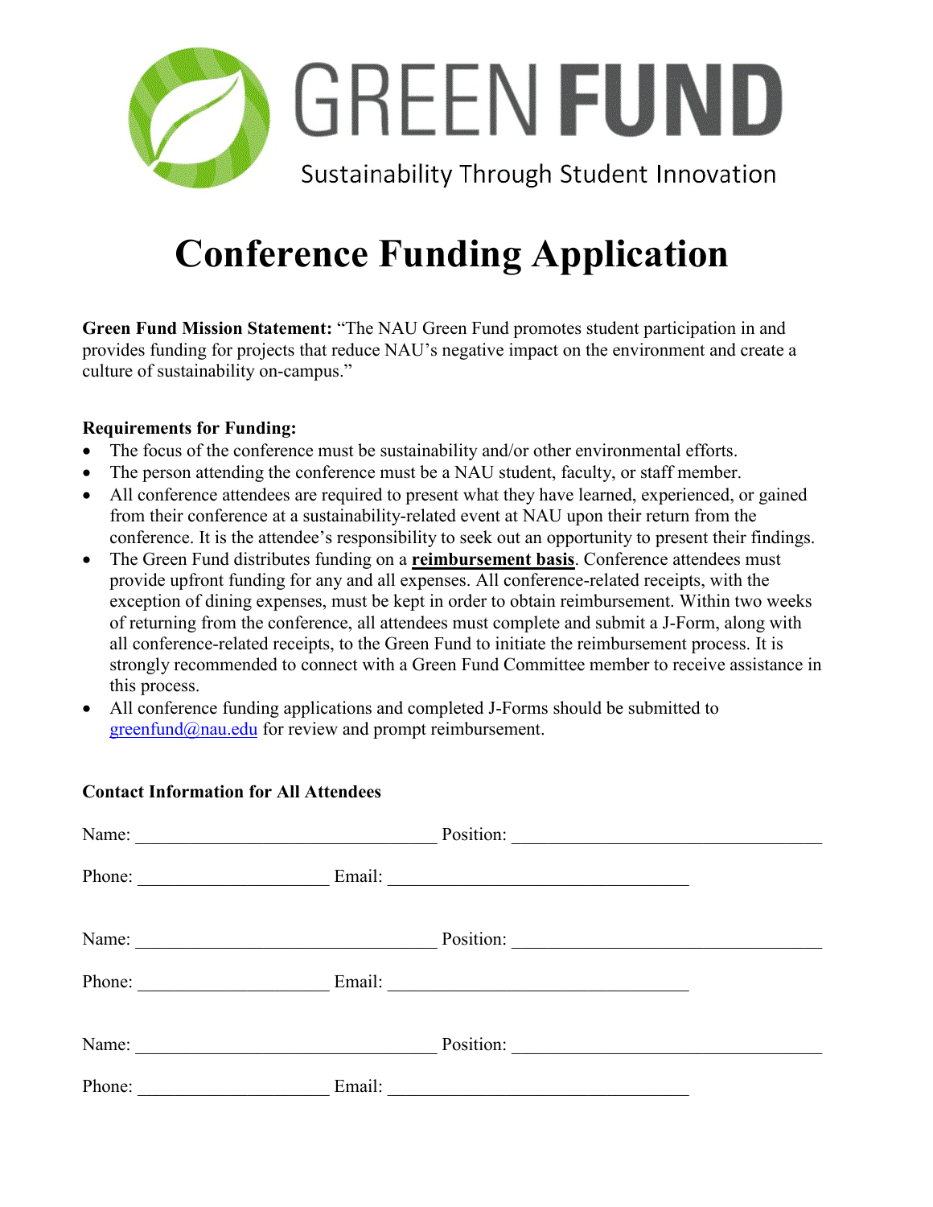# GREEN FUND

Sustainability Through Student Innovation

# Conference Funding Application

**Green Fund Mission Statement:** "The NAU Green Fund promotes student participation in and provides funding for projects that reduce NAU's negative impact on the environment and create a culture of sustainability on-campus."

**Requirements for Funding:**

- The focus of the conference must be sustainability and/or other environmental efforts.
- The person attending the conference must be a NAU student, faculty, or staff member.
- All conference attendees are required to present what they have learned, experienced, or gained from their conference at a sustainability-related event at NAU upon their return from the conference. It is the attendee's responsibility to seek out an opportunity to present their findings.
- The Green Fund distributes funding on a **reimbursement basis**. Conference attendees must provide upfront funding for any and all expenses. All conference-related receipts, with the exception of dining expenses, must be kept in order to obtain reimbursement. Within two weeks of returning from the conference, all attendees must complete and submit a J-Form, along with all conference-related receipts, to the Green Fund to initiate the reimbursement process. It is strongly recommended to connect with a Green Fund Committee member to receive assistance in this process.
- All conference funding applications and completed J-Forms should be submitted to greenfund@nau.edu for review and prompt reimbursement.

**Contact Information for All Attendees**

Name: ________________________________ Position: ________________________________

Phone: ____________________ Email: ________________________________

Name: ________________________________ Position: ________________________________

Phone: ____________________ Email: ________________________________

Name: ________________________________ Position: ________________________________

Phone: ____________________ Email: ________________________________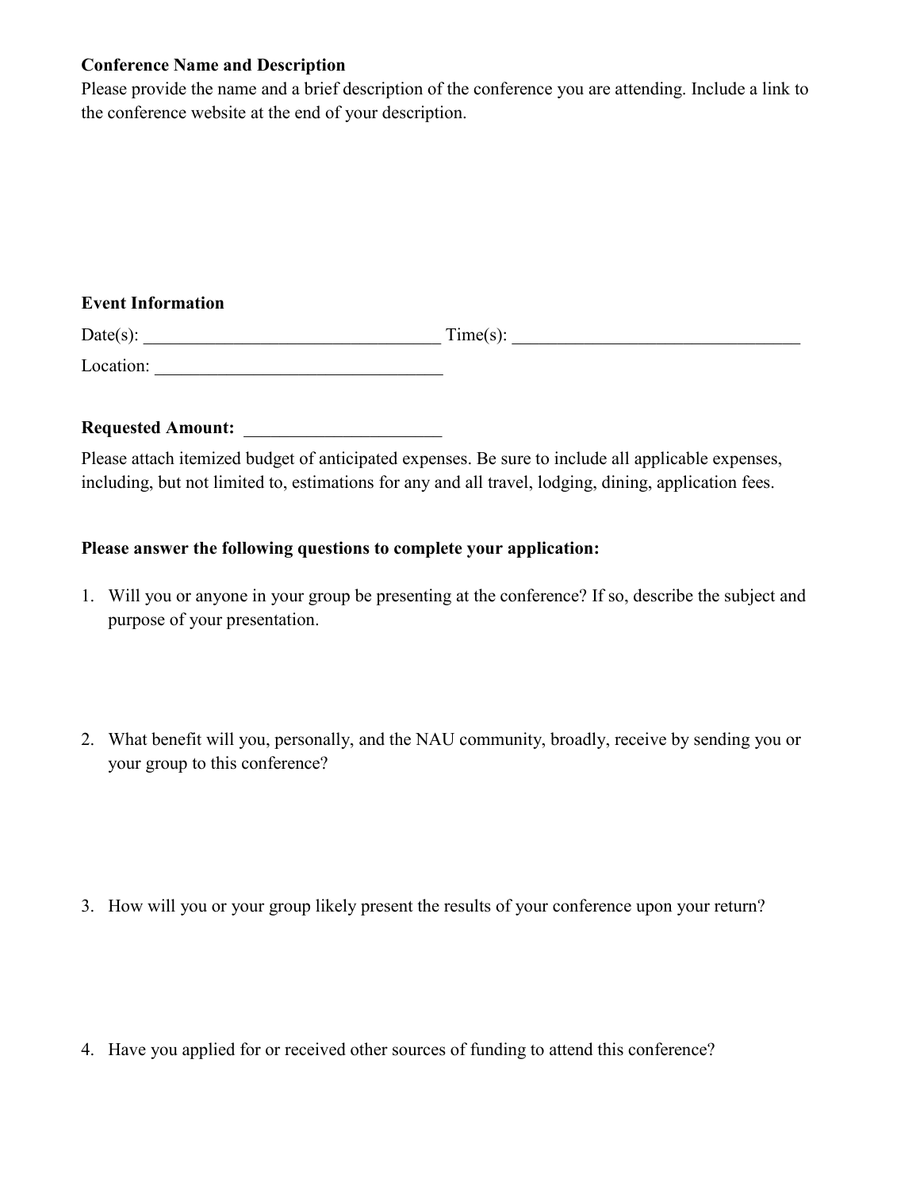**Conference Name and Description**

Please provide the name and a brief description of the conference you are attending. Include a link to the conference website at the end of your description.

**Event Information**

Date(s): _________________________________ Time(s): _________________________________

Location: ________________________________

**Requested Amount:** ______________________

Please attach itemized budget of anticipated expenses. Be sure to include all applicable expenses, including, but not limited to, estimations for any and all travel, lodging, dining, application fees.

**Please answer the following questions to complete your application:**

1. Will you or anyone in your group be presenting at the conference? If so, describe the subject and purpose of your presentation.

2. What benefit will you, personally, and the NAU community, broadly, receive by sending you or your group to this conference?

3. How will you or your group likely present the results of your conference upon your return?

4. Have you applied for or received other sources of funding to attend this conference?